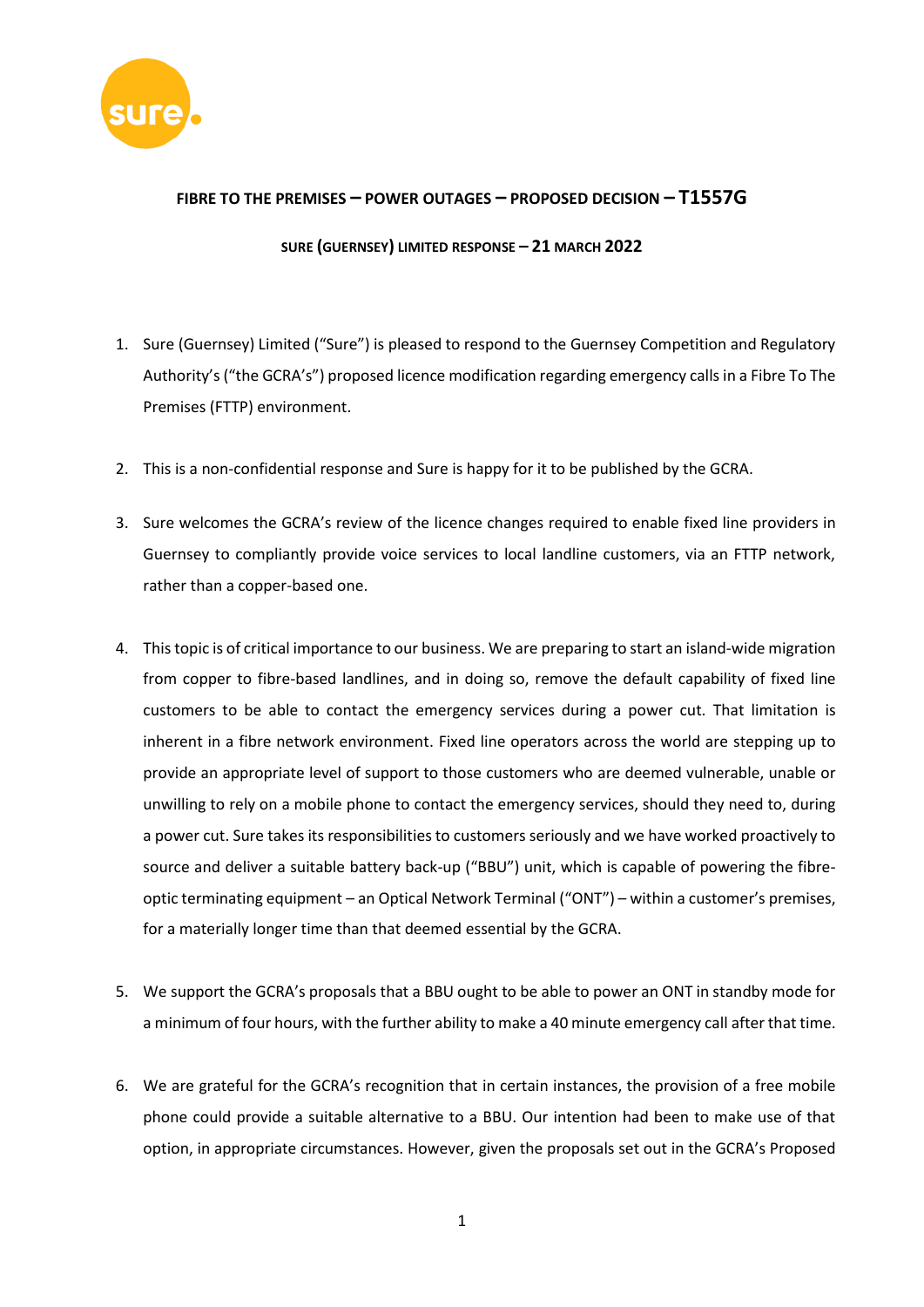**FIBRE TO THE PREMISES – POWER OUTAGES – PROPOSED DECISION – T1557G**

**SURE (GUERNSEY) LIMITED RESPONSE – 21 MARCH 2022**

1. Sure (Guernsey) Limited ("Sure") is pleased to respond to the Guernsey Competition and Regulatory Authority's ("the GCRA's") proposed licence modification regarding emergency calls in a Fibre To The Premises (FTTP) environment.

2. This is a non-confidential response and Sure is happy for it to be published by the GCRA.

3. Sure welcomes the GCRA's review of the licence changes required to enable fixed line providers in Guernsey to compliantly provide voice services to local landline customers, via an FTTP network, rather than a copper-based one.

4. This topic is of critical importance to our business. We are preparing to start an island-wide migration from copper to fibre-based landlines, and in doing so, remove the default capability of fixed line customers to be able to contact the emergency services during a power cut. That limitation is inherent in a fibre network environment. Fixed line operators across the world are stepping up to provide an appropriate level of support to those customers who are deemed vulnerable, unable or unwilling to rely on a mobile phone to contact the emergency services, should they need to, during a power cut. Sure takes its responsibilities to customers seriously and we have worked proactively to source and deliver a suitable battery back-up ("BBU") unit, which is capable of powering the fibre-optic terminating equipment – an Optical Network Terminal ("ONT") – within a customer's premises, for a materially longer time than that deemed essential by the GCRA.

5. We support the GCRA's proposals that a BBU ought to be able to power an ONT in standby mode for a minimum of four hours, with the further ability to make a 40 minute emergency call after that time.

6. We are grateful for the GCRA's recognition that in certain instances, the provision of a free mobile phone could provide a suitable alternative to a BBU. Our intention had been to make use of that option, in appropriate circumstances. However, given the proposals set out in the GCRA's Proposed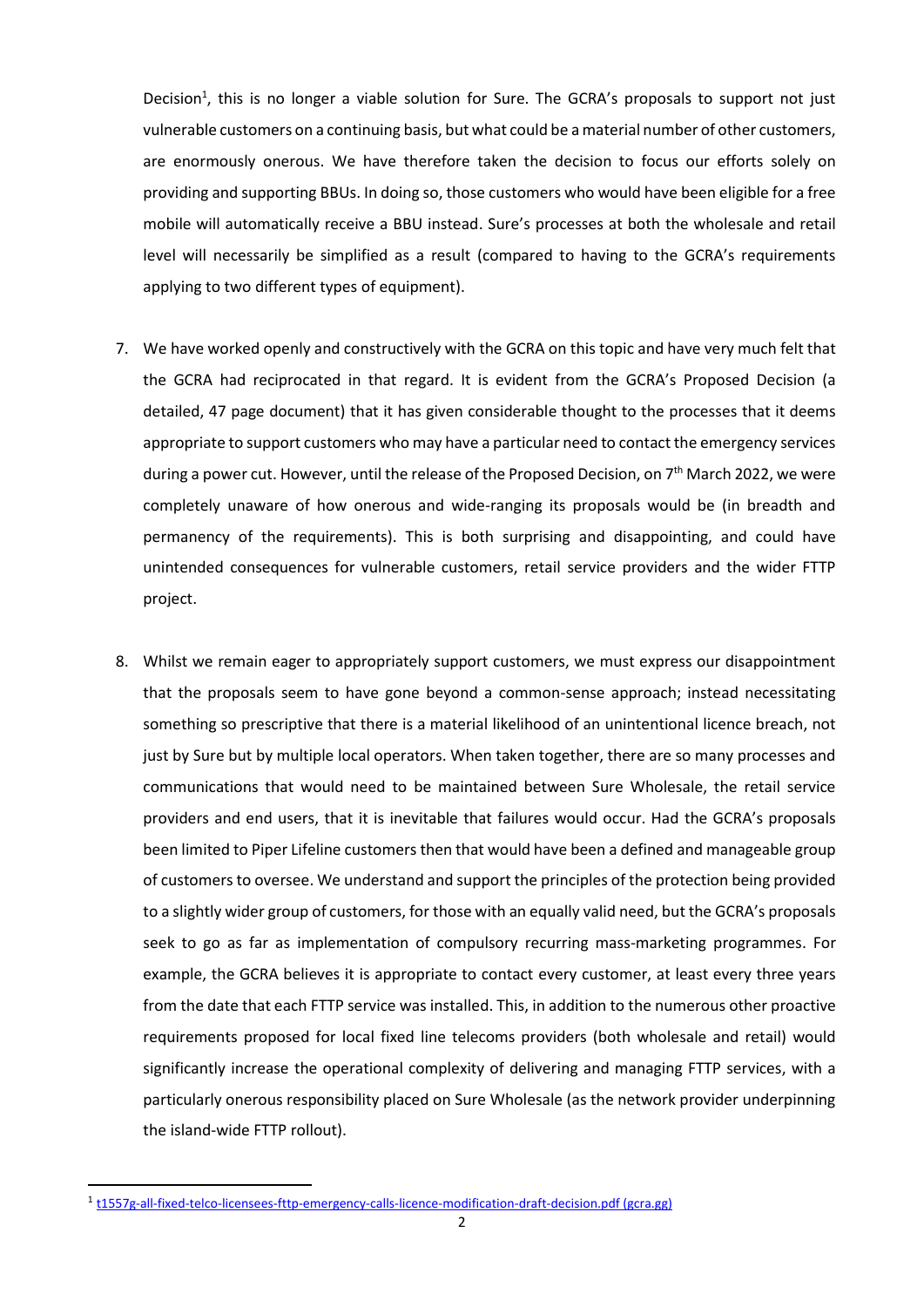Decision[1], this is no longer a viable solution for Sure. The GCRA's proposals to support not just vulnerable customers on a continuing basis, but what could be a material number of other customers, are enormously onerous. We have therefore taken the decision to focus our efforts solely on providing and supporting BBUs. In doing so, those customers who would have been eligible for a free mobile will automatically receive a BBU instead. Sure's processes at both the wholesale and retail level will necessarily be simplified as a result (compared to having to the GCRA's requirements applying to two different types of equipment).

7. We have worked openly and constructively with the GCRA on this topic and have very much felt that the GCRA had reciprocated in that regard. It is evident from the GCRA's Proposed Decision (a detailed, 47 page document) that it has given considerable thought to the processes that it deems appropriate to support customers who may have a particular need to contact the emergency services during a power cut. However, until the release of the Proposed Decision, on 7th March 2022, we were completely unaware of how onerous and wide-ranging its proposals would be (in breadth and permanency of the requirements). This is both surprising and disappointing, and could have unintended consequences for vulnerable customers, retail service providers and the wider FTTP project.

8. Whilst we remain eager to appropriately support customers, we must express our disappointment that the proposals seem to have gone beyond a common-sense approach; instead necessitating something so prescriptive that there is a material likelihood of an unintentional licence breach, not just by Sure but by multiple local operators. When taken together, there are so many processes and communications that would need to be maintained between Sure Wholesale, the retail service providers and end users, that it is inevitable that failures would occur. Had the GCRA's proposals been limited to Piper Lifeline customers then that would have been a defined and manageable group of customers to oversee. We understand and support the principles of the protection being provided to a slightly wider group of customers, for those with an equally valid need, but the GCRA's proposals seek to go as far as implementation of compulsory recurring mass-marketing programmes. For example, the GCRA believes it is appropriate to contact every customer, at least every three years from the date that each FTTP service was installed. This, in addition to the numerous other proactive requirements proposed for local fixed line telecoms providers (both wholesale and retail) would significantly increase the operational complexity of delivering and managing FTTP services, with a particularly onerous responsibility placed on Sure Wholesale (as the network provider underpinning the island-wide FTTP rollout).

[1] t1557g-all-fixed-telco-licensees-fttp-emergency-calls-licence-modification-draft-decision.pdf (gcra.gg)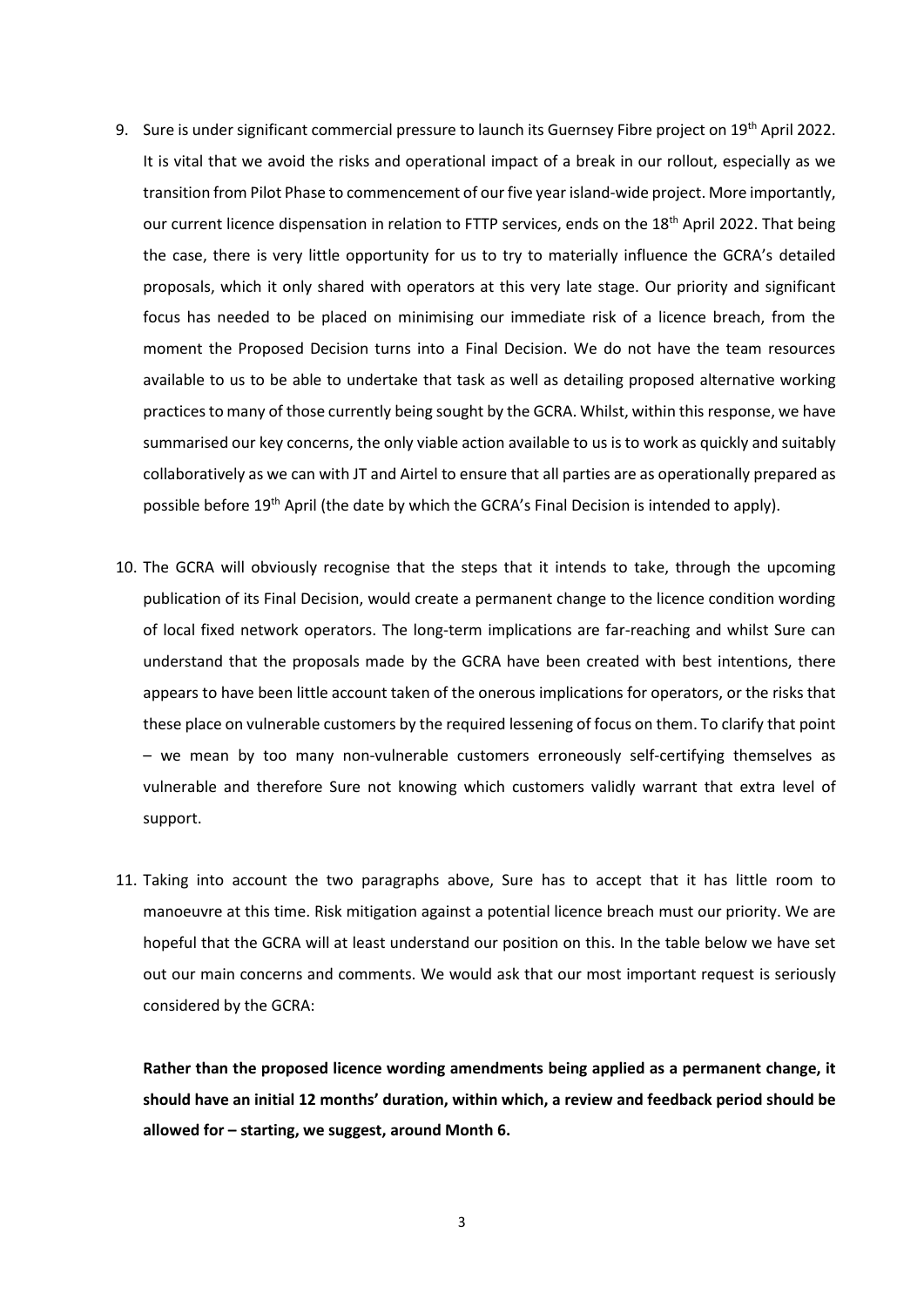9. Sure is under significant commercial pressure to launch its Guernsey Fibre project on 19th April 2022. It is vital that we avoid the risks and operational impact of a break in our rollout, especially as we transition from Pilot Phase to commencement of our five year island-wide project. More importantly, our current licence dispensation in relation to FTTP services, ends on the 18th April 2022. That being the case, there is very little opportunity for us to try to materially influence the GCRA's detailed proposals, which it only shared with operators at this very late stage. Our priority and significant focus has needed to be placed on minimising our immediate risk of a licence breach, from the moment the Proposed Decision turns into a Final Decision. We do not have the team resources available to us to be able to undertake that task as well as detailing proposed alternative working practices to many of those currently being sought by the GCRA. Whilst, within this response, we have summarised our key concerns, the only viable action available to us is to work as quickly and suitably collaboratively as we can with JT and Airtel to ensure that all parties are as operationally prepared as possible before 19th April (the date by which the GCRA's Final Decision is intended to apply).

10. The GCRA will obviously recognise that the steps that it intends to take, through the upcoming publication of its Final Decision, would create a permanent change to the licence condition wording of local fixed network operators. The long-term implications are far-reaching and whilst Sure can understand that the proposals made by the GCRA have been created with best intentions, there appears to have been little account taken of the onerous implications for operators, or the risks that these place on vulnerable customers by the required lessening of focus on them. To clarify that point – we mean by too many non-vulnerable customers erroneously self-certifying themselves as vulnerable and therefore Sure not knowing which customers validly warrant that extra level of support.

11. Taking into account the two paragraphs above, Sure has to accept that it has little room to manoeuvre at this time. Risk mitigation against a potential licence breach must our priority. We are hopeful that the GCRA will at least understand our position on this. In the table below we have set out our main concerns and comments. We would ask that our most important request is seriously considered by the GCRA:

    **Rather than the proposed licence wording amendments being applied as a permanent change, it should have an initial 12 months' duration, within which, a review and feedback period should be allowed for – starting, we suggest, around Month 6.**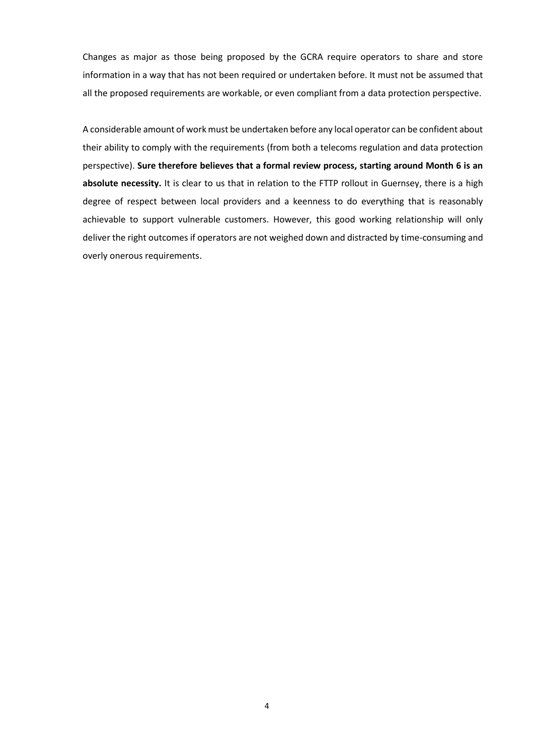Changes as major as those being proposed by the GCRA require operators to share and store information in a way that has not been required or undertaken before. It must not be assumed that all the proposed requirements are workable, or even compliant from a data protection perspective.

A considerable amount of work must be undertaken before any local operator can be confident about their ability to comply with the requirements (from both a telecoms regulation and data protection perspective). **Sure therefore believes that a formal review process, starting around Month 6 is an absolute necessity.** It is clear to us that in relation to the FTTP rollout in Guernsey, there is a high degree of respect between local providers and a keenness to do everything that is reasonably achievable to support vulnerable customers. However, this good working relationship will only deliver the right outcomes if operators are not weighed down and distracted by time-consuming and overly onerous requirements.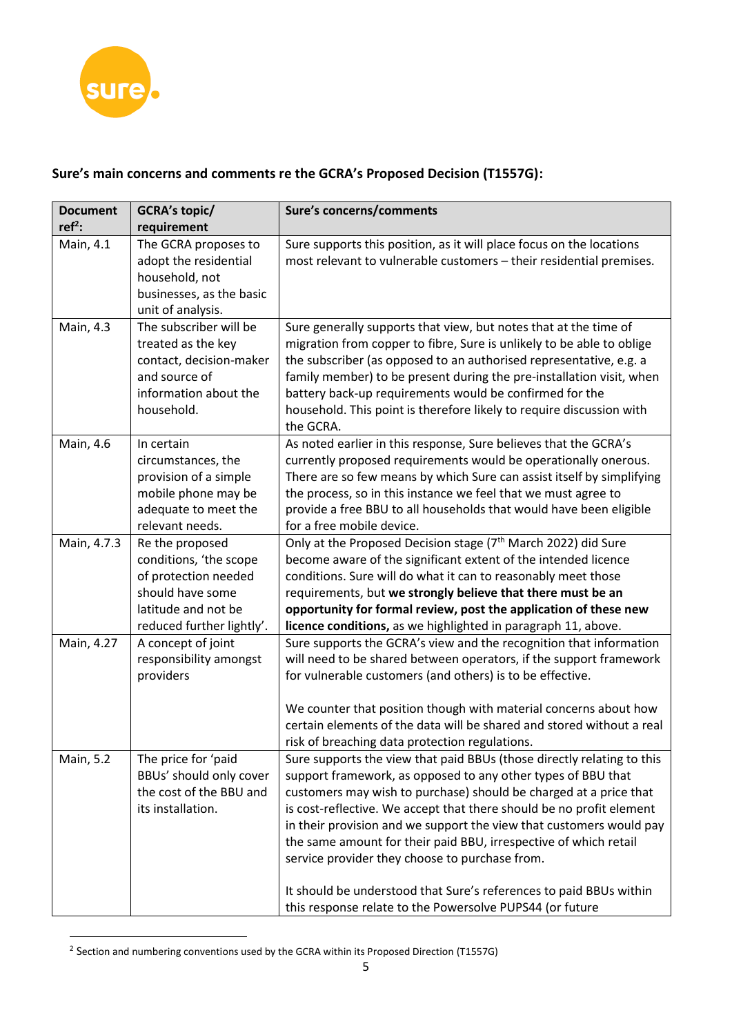**Sure's main concerns and comments re the GCRA's Proposed Decision (T1557G):**

| Document ref[2]: | GCRA's topic/ requirement | Sure's concerns/comments |
|---|---|---|
| Main, 4.1 | The GCRA proposes to adopt the residential household, not businesses, as the basic unit of analysis. | Sure supports this position, as it will place focus on the locations most relevant to vulnerable customers – their residential premises. |
| Main, 4.3 | The subscriber will be treated as the key contact, decision-maker and source of information about the household. | Sure generally supports that view, but notes that at the time of migration from copper to fibre, Sure is unlikely to be able to oblige the subscriber (as opposed to an authorised representative, e.g. a family member) to be present during the pre-installation visit, when battery back-up requirements would be confirmed for the household. This point is therefore likely to require discussion with the GCRA. |
| Main, 4.6 | In certain circumstances, the provision of a simple mobile phone may be adequate to meet the relevant needs. | As noted earlier in this response, Sure believes that the GCRA's currently proposed requirements would be operationally onerous. There are so few means by which Sure can assist itself by simplifying the process, so in this instance we feel that we must agree to provide a free BBU to all households that would have been eligible for a free mobile device. |
| Main, 4.7.3 | Re the proposed conditions, 'the scope of protection needed should have some latitude and not be reduced further lightly'. | Only at the Proposed Decision stage (7th March 2022) did Sure become aware of the significant extent of the intended licence conditions. Sure will do what it can to reasonably meet those requirements, but **we strongly believe that there must be an opportunity for formal review, post the application of these new licence conditions,** as we highlighted in paragraph 11, above. |
| Main, 4.27 | A concept of joint responsibility amongst providers | Sure supports the GCRA's view and the recognition that information will need to be shared between operators, if the support framework for vulnerable customers (and others) is to be effective.<br><br>We counter that position though with material concerns about how certain elements of the data will be shared and stored without a real risk of breaching data protection regulations. |
| Main, 5.2 | The price for 'paid BBUs' should only cover the cost of the BBU and its installation. | Sure supports the view that paid BBUs (those directly relating to this support framework, as opposed to any other types of BBU that customers may wish to purchase) should be charged at a price that is cost-reflective. We accept that there should be no profit element in their provision and we support the view that customers would pay the same amount for their paid BBU, irrespective of which retail service provider they choose to purchase from.<br><br>It should be understood that Sure's references to paid BBUs within this response relate to the Powersolve PUPS44 (or future |

[2] Section and numbering conventions used by the GCRA within its Proposed Direction (T1557G)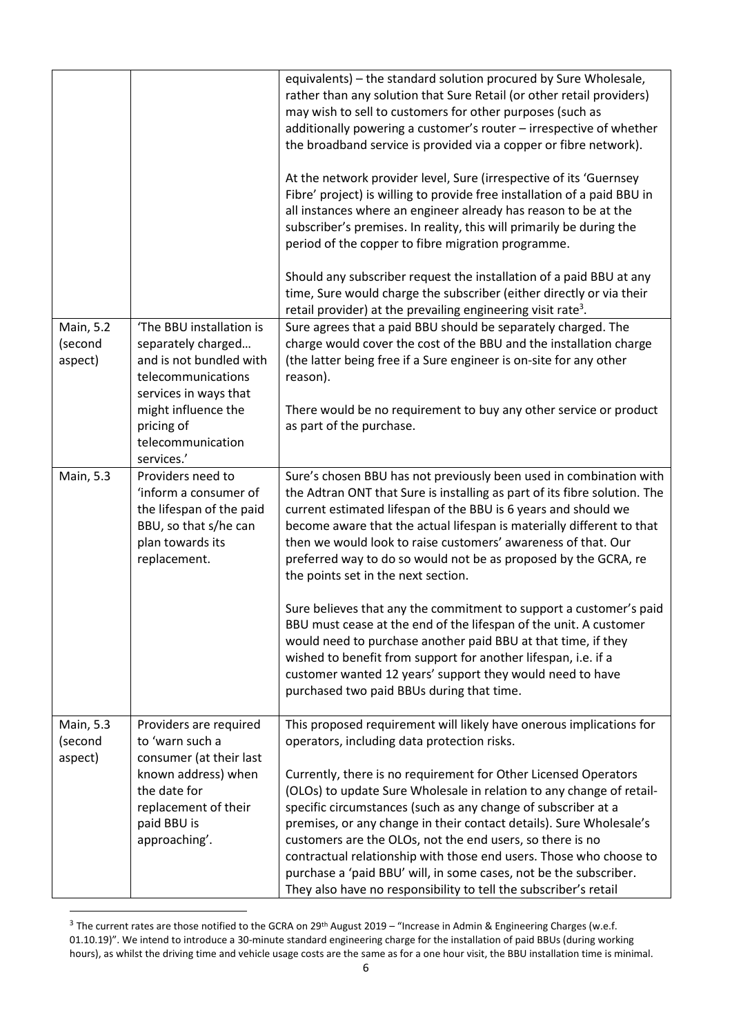| | | |
|---|---|---|
| | | equivalents) – the standard solution procured by Sure Wholesale, rather than any solution that Sure Retail (or other retail providers) may wish to sell to customers for other purposes (such as additionally powering a customer's router – irrespective of whether the broadband service is provided via a copper or fibre network).<br><br>At the network provider level, Sure (irrespective of its 'Guernsey Fibre' project) is willing to provide free installation of a paid BBU in all instances where an engineer already has reason to be at the subscriber's premises. In reality, this will primarily be during the period of the copper to fibre migration programme.<br><br>Should any subscriber request the installation of a paid BBU at any time, Sure would charge the subscriber (either directly or via their retail provider) at the prevailing engineering visit rate[3]. |
| Main, 5.2 (second aspect) | 'The BBU installation is separately charged… and is not bundled with telecommunications services in ways that might influence the pricing of telecommunication services.' | Sure agrees that a paid BBU should be separately charged. The charge would cover the cost of the BBU and the installation charge (the latter being free if a Sure engineer is on-site for any other reason).<br><br>There would be no requirement to buy any other service or product as part of the purchase. |
| Main, 5.3 | Providers need to 'inform a consumer of the lifespan of the paid BBU, so that s/he can plan towards its replacement. | Sure's chosen BBU has not previously been used in combination with the Adtran ONT that Sure is installing as part of its fibre solution. The current estimated lifespan of the BBU is 6 years and should we become aware that the actual lifespan is materially different to that then we would look to raise customers' awareness of that. Our preferred way to do so would not be as proposed by the GCRA, re the points set in the next section.<br><br>Sure believes that any the commitment to support a customer's paid BBU must cease at the end of the lifespan of the unit. A customer would need to purchase another paid BBU at that time, if they wished to benefit from support for another lifespan, i.e. if a customer wanted 12 years' support they would need to have purchased two paid BBUs during that time. |
| Main, 5.3 (second aspect) | Providers are required to 'warn such a consumer (at their last known address) when the date for replacement of their paid BBU is approaching'. | This proposed requirement will likely have onerous implications for operators, including data protection risks.<br><br>Currently, there is no requirement for Other Licensed Operators (OLOs) to update Sure Wholesale in relation to any change of retail-specific circumstances (such as any change of subscriber at a premises, or any change in their contact details). Sure Wholesale's customers are the OLOs, not the end users, so there is no contractual relationship with those end users. Those who choose to purchase a 'paid BBU' will, in some cases, not be the subscriber. They also have no responsibility to tell the subscriber's retail |

[3] The current rates are those notified to the GCRA on 29th August 2019 – "Increase in Admin & Engineering Charges (w.e.f. 01.10.19)". We intend to introduce a 30-minute standard engineering charge for the installation of paid BBUs (during working hours), as whilst the driving time and vehicle usage costs are the same as for a one hour visit, the BBU installation time is minimal.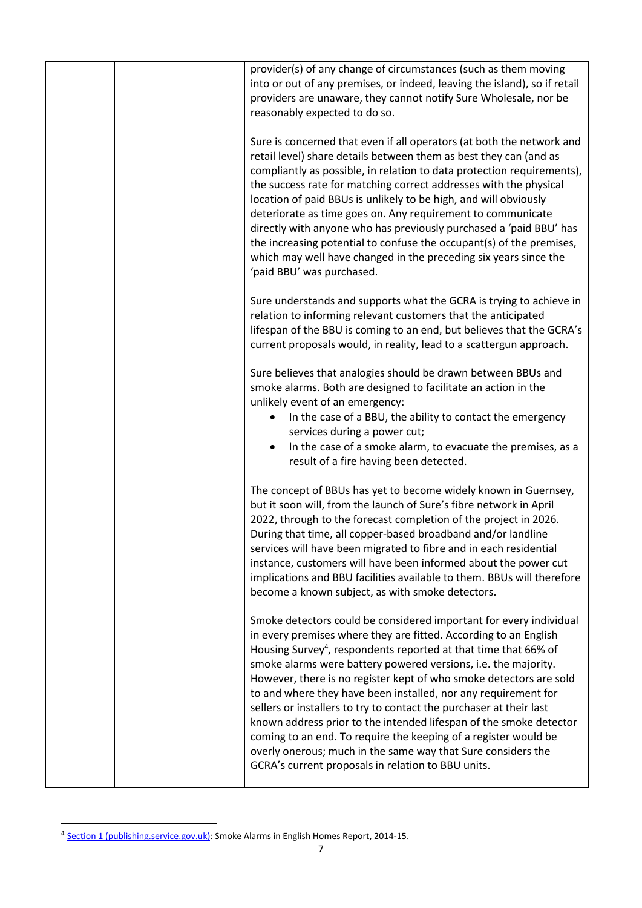| | | |
|---|---|---|
| | | provider(s) of any change of circumstances (such as them moving into or out of any premises, or indeed, leaving the island), so if retail providers are unaware, they cannot notify Sure Wholesale, nor be reasonably expected to do so.<br><br>Sure is concerned that even if all operators (at both the network and retail level) share details between them as best they can (and as compliantly as possible, in relation to data protection requirements), the success rate for matching correct addresses with the physical location of paid BBUs is unlikely to be high, and will obviously deteriorate as time goes on. Any requirement to communicate directly with anyone who has previously purchased a 'paid BBU' has the increasing potential to confuse the occupant(s) of the premises, which may well have changed in the preceding six years since the 'paid BBU' was purchased.<br><br>Sure understands and supports what the GCRA is trying to achieve in relation to informing relevant customers that the anticipated lifespan of the BBU is coming to an end, but believes that the GCRA's current proposals would, in reality, lead to a scattergun approach.<br><br>Sure believes that analogies should be drawn between BBUs and smoke alarms. Both are designed to facilitate an action in the unlikely event of an emergency:<br>• In the case of a BBU, the ability to contact the emergency services during a power cut;<br>• In the case of a smoke alarm, to evacuate the premises, as a result of a fire having been detected.<br><br>The concept of BBUs has yet to become widely known in Guernsey, but it soon will, from the launch of Sure's fibre network in April 2022, through to the forecast completion of the project in 2026. During that time, all copper-based broadband and/or landline services will have been migrated to fibre and in each residential instance, customers will have been informed about the power cut implications and BBU facilities available to them. BBUs will therefore become a known subject, as with smoke detectors.<br><br>Smoke detectors could be considered important for every individual in every premises where they are fitted. According to an English Housing Survey[4], respondents reported at that time that 66% of smoke alarms were battery powered versions, i.e. the majority. However, there is no register kept of who smoke detectors are sold to and where they have been installed, nor any requirement for sellers or installers to try to contact the purchaser at their last known address prior to the intended lifespan of the smoke detector coming to an end. To require the keeping of a register would be overly onerous; much in the same way that Sure considers the GCRA's current proposals in relation to BBU units. |

[4] Section 1 (publishing.service.gov.uk): Smoke Alarms in English Homes Report, 2014-15.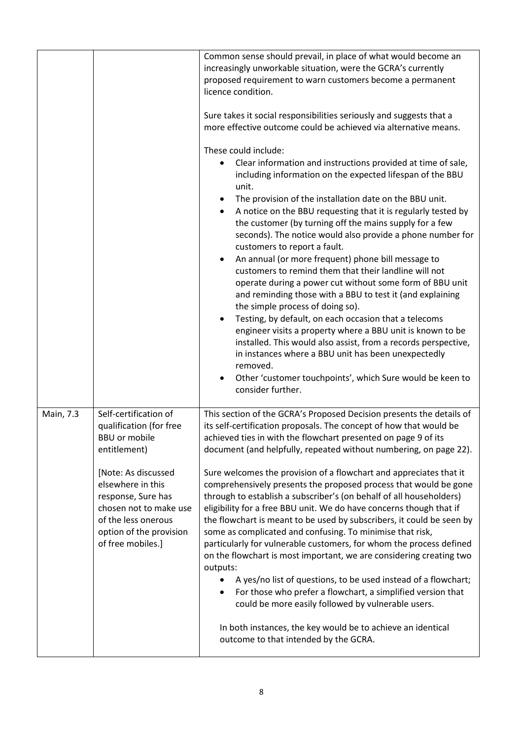| | | |
|---|---|---|
| | | Common sense should prevail, in place of what would become an increasingly unworkable situation, were the GCRA's currently proposed requirement to warn customers become a permanent licence condition.<br><br>Sure takes it social responsibilities seriously and suggests that a more effective outcome could be achieved via alternative means.<br><br>These could include:<br>• Clear information and instructions provided at time of sale, including information on the expected lifespan of the BBU unit.<br>• The provision of the installation date on the BBU unit.<br>• A notice on the BBU requesting that it is regularly tested by the customer (by turning off the mains supply for a few seconds). The notice would also provide a phone number for customers to report a fault.<br>• An annual (or more frequent) phone bill message to customers to remind them that their landline will not operate during a power cut without some form of BBU unit and reminding those with a BBU to test it (and explaining the simple process of doing so).<br>• Testing, by default, on each occasion that a telecoms engineer visits a property where a BBU unit is known to be installed. This would also assist, from a records perspective, in instances where a BBU unit has been unexpectedly removed.<br>• Other 'customer touchpoints', which Sure would be keen to consider further. |
| Main, 7.3 | Self-certification of qualification (for free BBU or mobile entitlement)<br><br>[Note: As discussed elsewhere in this response, Sure has chosen not to make use of the less onerous option of the provision of free mobiles.] | This section of the GCRA's Proposed Decision presents the details of its self-certification proposals. The concept of how that would be achieved ties in with the flowchart presented on page 9 of its document (and helpfully, repeated without numbering, on page 22).<br><br>Sure welcomes the provision of a flowchart and appreciates that it comprehensively presents the proposed process that would be gone through to establish a subscriber's (on behalf of all householders) eligibility for a free BBU unit. We do have concerns though that if the flowchart is meant to be used by subscribers, it could be seen by some as complicated and confusing. To minimise that risk, particularly for vulnerable customers, for whom the process defined on the flowchart is most important, we are considering creating two outputs:<br>• A yes/no list of questions, to be used instead of a flowchart;<br>• For those who prefer a flowchart, a simplified version that could be more easily followed by vulnerable users.<br><br>In both instances, the key would be to achieve an identical outcome to that intended by the GCRA. |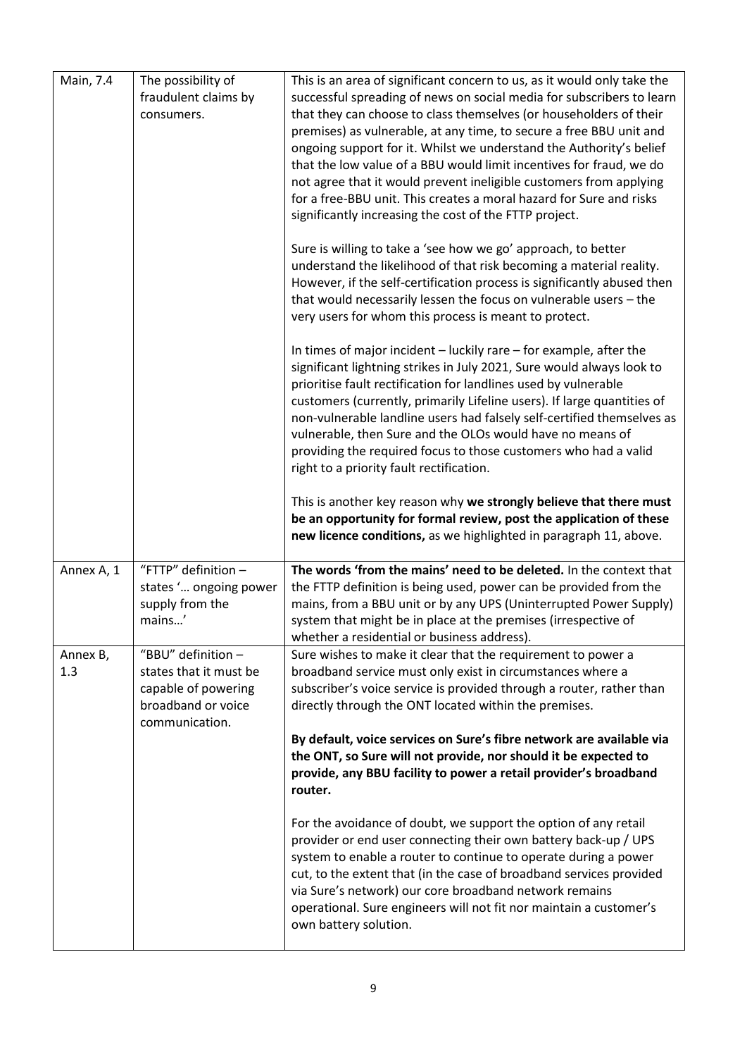| | | |
|---|---|---|
| Main, 7.4 | The possibility of fraudulent claims by consumers. | This is an area of significant concern to us, as it would only take the successful spreading of news on social media for subscribers to learn that they can choose to class themselves (or householders of their premises) as vulnerable, at any time, to secure a free BBU unit and ongoing support for it. Whilst we understand the Authority's belief that the low value of a BBU would limit incentives for fraud, we do not agree that it would prevent ineligible customers from applying for a free-BBU unit. This creates a moral hazard for Sure and risks significantly increasing the cost of the FTTP project.<br><br>Sure is willing to take a 'see how we go' approach, to better understand the likelihood of that risk becoming a material reality. However, if the self-certification process is significantly abused then that would necessarily lessen the focus on vulnerable users – the very users for whom this process is meant to protect.<br><br>In times of major incident – luckily rare – for example, after the significant lightning strikes in July 2021, Sure would always look to prioritise fault rectification for landlines used by vulnerable customers (currently, primarily Lifeline users). If large quantities of non-vulnerable landline users had falsely self-certified themselves as vulnerable, then Sure and the OLOs would have no means of providing the required focus to those customers who had a valid right to a priority fault rectification.<br><br>This is another key reason why **we strongly believe that there must be an opportunity for formal review, post the application of these new licence conditions,** as we highlighted in paragraph 11, above. |
| Annex A, 1 | "FTTP" definition – states '… ongoing power supply from the mains…' | **The words 'from the mains' need to be deleted.** In the context that the FTTP definition is being used, power can be provided from the mains, from a BBU unit or by any UPS (Uninterrupted Power Supply) system that might be in place at the premises (irrespective of whether a residential or business address). |
| Annex B, 1.3 | "BBU" definition – states that it must be capable of powering broadband or voice communication. | Sure wishes to make it clear that the requirement to power a broadband service must only exist in circumstances where a subscriber's voice service is provided through a router, rather than directly through the ONT located within the premises.<br><br>**By default, voice services on Sure's fibre network are available via the ONT, so Sure will not provide, nor should it be expected to provide, any BBU facility to power a retail provider's broadband router.**<br><br>For the avoidance of doubt, we support the option of any retail provider or end user connecting their own battery back-up / UPS system to enable a router to continue to operate during a power cut, to the extent that (in the case of broadband services provided via Sure's network) our core broadband network remains operational. Sure engineers will not fit nor maintain a customer's own battery solution. |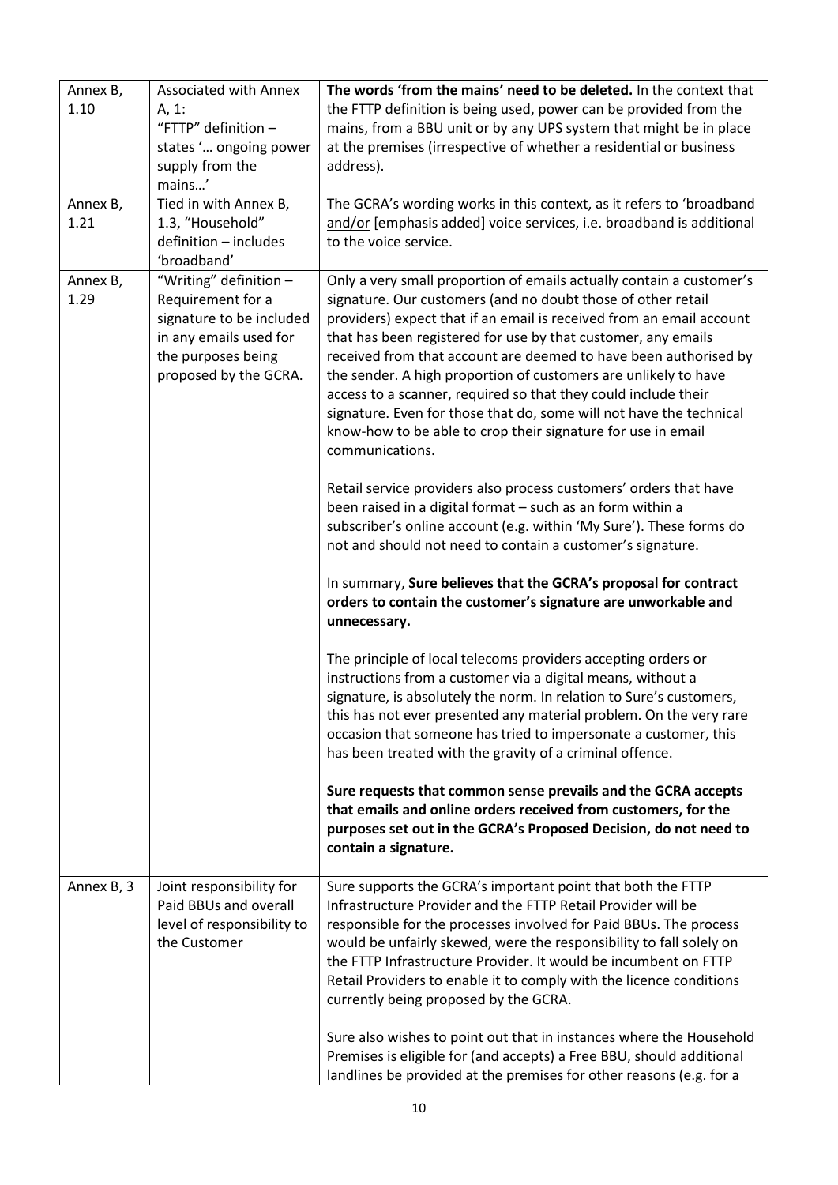| | | |
|---|---|---|
| Annex B, 1.10 | Associated with Annex A, 1: "FTTP" definition – states '… ongoing power supply from the mains…' | **The words 'from the mains' need to be deleted.** In the context that the FTTP definition is being used, power can be provided from the mains, from a BBU unit or by any UPS system that might be in place at the premises (irrespective of whether a residential or business address). |
| Annex B, 1.21 | Tied in with Annex B, 1.3, "Household" definition – includes 'broadband' | The GCRA's wording works in this context, as it refers to 'broadband and/or [emphasis added] voice services, i.e. broadband is additional to the voice service. |
| Annex B, 1.29 | "Writing" definition – Requirement for a signature to be included in any emails used for the purposes being proposed by the GCRA. | Only a very small proportion of emails actually contain a customer's signature. Our customers (and no doubt those of other retail providers) expect that if an email is received from an email account that has been registered for use by that customer, any emails received from that account are deemed to have been authorised by the sender. A high proportion of customers are unlikely to have access to a scanner, required so that they could include their signature. Even for those that do, some will not have the technical know-how to be able to crop their signature for use in email communications.<br><br>Retail service providers also process customers' orders that have been raised in a digital format – such as an form within a subscriber's online account (e.g. within 'My Sure'). These forms do not and should not need to contain a customer's signature.<br><br>In summary, **Sure believes that the GCRA's proposal for contract orders to contain the customer's signature are unworkable and unnecessary.**<br><br>The principle of local telecoms providers accepting orders or instructions from a customer via a digital means, without a signature, is absolutely the norm. In relation to Sure's customers, this has not ever presented any material problem. On the very rare occasion that someone has tried to impersonate a customer, this has been treated with the gravity of a criminal offence.<br><br>**Sure requests that common sense prevails and the GCRA accepts that emails and online orders received from customers, for the purposes set out in the GCRA's Proposed Decision, do not need to contain a signature.** |
| Annex B, 3 | Joint responsibility for Paid BBUs and overall level of responsibility to the Customer | Sure supports the GCRA's important point that both the FTTP Infrastructure Provider and the FTTP Retail Provider will be responsible for the processes involved for Paid BBUs. The process would be unfairly skewed, were the responsibility to fall solely on the FTTP Infrastructure Provider. It would be incumbent on FTTP Retail Providers to enable it to comply with the licence conditions currently being proposed by the GCRA.<br><br>Sure also wishes to point out that in instances where the Household Premises is eligible for (and accepts) a Free BBU, should additional landlines be provided at the premises for other reasons (e.g. for a |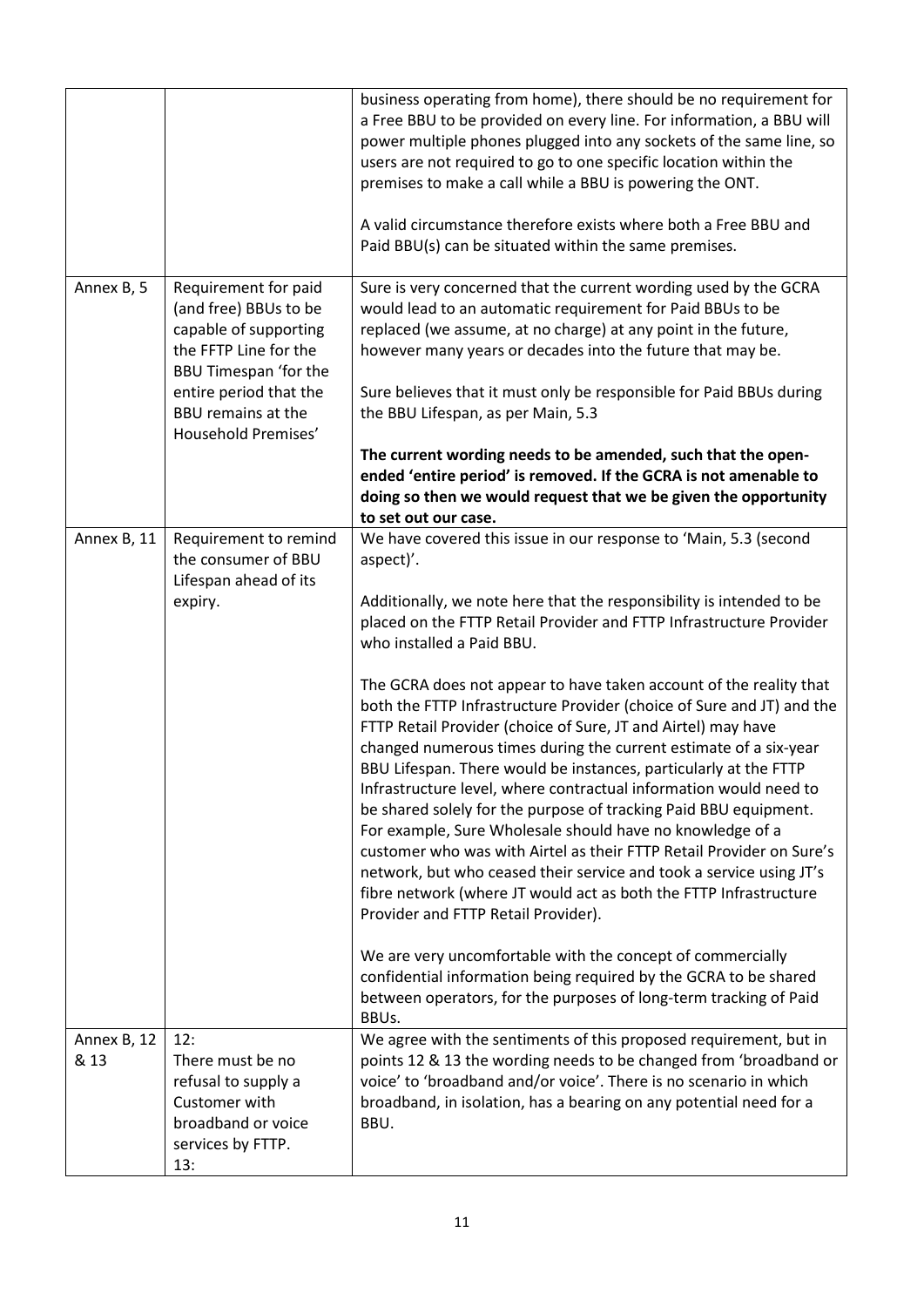| | | |
|---|---|---|
| | | business operating from home), there should be no requirement for a Free BBU to be provided on every line. For information, a BBU will power multiple phones plugged into any sockets of the same line, so users are not required to go to one specific location within the premises to make a call while a BBU is powering the ONT.<br><br>A valid circumstance therefore exists where both a Free BBU and Paid BBU(s) can be situated within the same premises. |
| Annex B, 5 | Requirement for paid (and free) BBUs to be capable of supporting the FFTP Line for the BBU Timespan 'for the entire period that the BBU remains at the Household Premises' | Sure is very concerned that the current wording used by the GCRA would lead to an automatic requirement for Paid BBUs to be replaced (we assume, at no charge) at any point in the future, however many years or decades into the future that may be.<br><br>Sure believes that it must only be responsible for Paid BBUs during the BBU Lifespan, as per Main, 5.3<br><br>**The current wording needs to be amended, such that the open-ended 'entire period' is removed. If the GCRA is not amenable to doing so then we would request that we be given the opportunity to set out our case.** |
| Annex B, 11 | Requirement to remind the consumer of BBU Lifespan ahead of its expiry. | We have covered this issue in our response to 'Main, 5.3 (second aspect)'.<br><br>Additionally, we note here that the responsibility is intended to be placed on the FTTP Retail Provider and FTTP Infrastructure Provider who installed a Paid BBU.<br><br>The GCRA does not appear to have taken account of the reality that both the FTTP Infrastructure Provider (choice of Sure and JT) and the FTTP Retail Provider (choice of Sure, JT and Airtel) may have changed numerous times during the current estimate of a six-year BBU Lifespan. There would be instances, particularly at the FTTP Infrastructure level, where contractual information would need to be shared solely for the purpose of tracking Paid BBU equipment. For example, Sure Wholesale should have no knowledge of a customer who was with Airtel as their FTTP Retail Provider on Sure's network, but who ceased their service and took a service using JT's fibre network (where JT would act as both the FTTP Infrastructure Provider and FTTP Retail Provider).<br><br>We are very uncomfortable with the concept of commercially confidential information being required by the GCRA to be shared between operators, for the purposes of long-term tracking of Paid BBUs. |
| Annex B, 12 & 13 | 12:<br>There must be no refusal to supply a Customer with broadband or voice services by FTTP.<br>13: | We agree with the sentiments of this proposed requirement, but in points 12 & 13 the wording needs to be changed from 'broadband or voice' to 'broadband and/or voice'. There is no scenario in which broadband, in isolation, has a bearing on any potential need for a BBU. |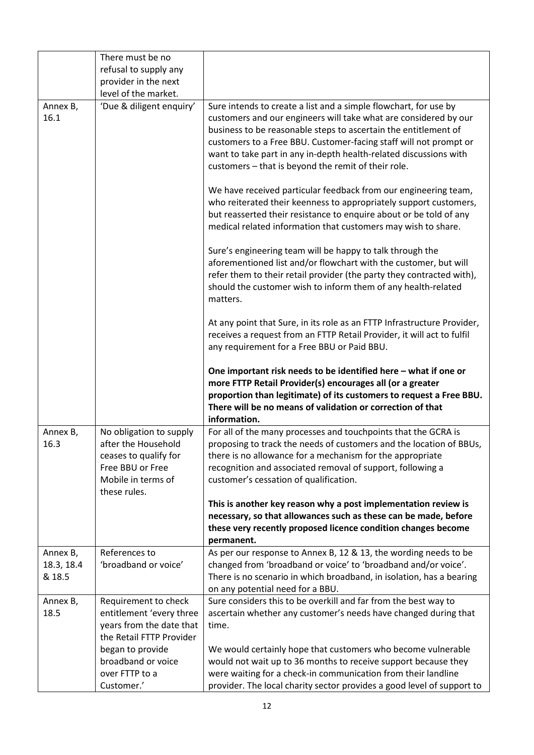| | | |
|---|---|---|
| | There must be no refusal to supply any provider in the next level of the market. | |
| Annex B, 16.1 | 'Due & diligent enquiry' | Sure intends to create a list and a simple flowchart, for use by customers and our engineers will take what are considered by our business to be reasonable steps to ascertain the entitlement of customers to a Free BBU. Customer-facing staff will not prompt or want to take part in any in-depth health-related discussions with customers – that is beyond the remit of their role.<br><br>We have received particular feedback from our engineering team, who reiterated their keenness to appropriately support customers, but reasserted their resistance to enquire about or be told of any medical related information that customers may wish to share.<br><br>Sure's engineering team will be happy to talk through the aforementioned list and/or flowchart with the customer, but will refer them to their retail provider (the party they contracted with), should the customer wish to inform them of any health-related matters.<br><br>At any point that Sure, in its role as an FTTP Infrastructure Provider, receives a request from an FTTP Retail Provider, it will act to fulfil any requirement for a Free BBU or Paid BBU.<br><br>**One important risk needs to be identified here – what if one or more FTTP Retail Provider(s) encourages all (or a greater proportion than legitimate) of its customers to request a Free BBU. There will be no means of validation or correction of that information.** |
| Annex B, 16.3 | No obligation to supply after the Household ceases to qualify for Free BBU or Free Mobile in terms of these rules. | For all of the many processes and touchpoints that the GCRA is proposing to track the needs of customers and the location of BBUs, there is no allowance for a mechanism for the appropriate recognition and associated removal of support, following a customer's cessation of qualification.<br><br>**This is another key reason why a post implementation review is necessary, so that allowances such as these can be made, before these very recently proposed licence condition changes become permanent.** |
| Annex B, 18.3, 18.4 & 18.5 | References to 'broadband or voice' | As per our response to Annex B, 12 & 13, the wording needs to be changed from 'broadband or voice' to 'broadband and/or voice'. There is no scenario in which broadband, in isolation, has a bearing on any potential need for a BBU. |
| Annex B, 18.5 | Requirement to check entitlement 'every three years from the date that the Retail FTTP Provider began to provide broadband or voice over FTTP to a Customer.' | Sure considers this to be overkill and far from the best way to ascertain whether any customer's needs have changed during that time.<br><br>We would certainly hope that customers who become vulnerable would not wait up to 36 months to receive support because they were waiting for a check-in communication from their landline provider. The local charity sector provides a good level of support to |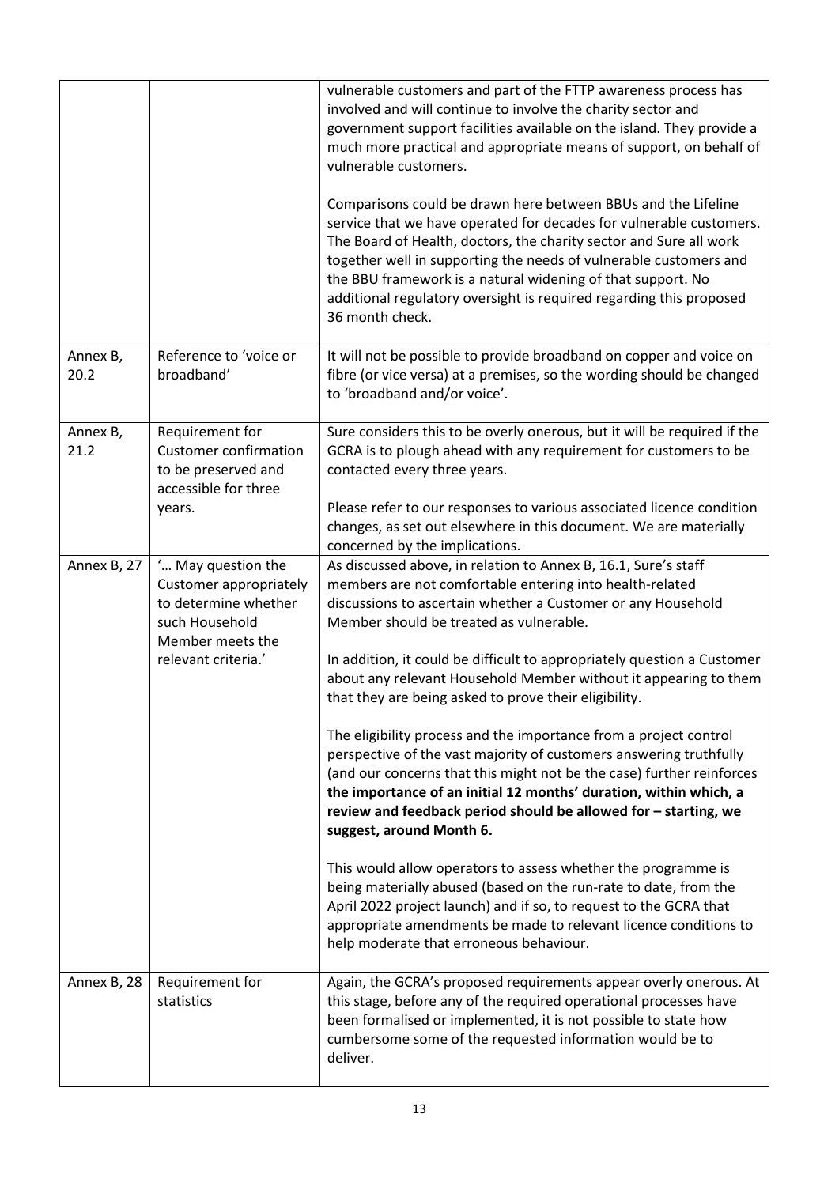| | | |
|---|---|---|
| | | vulnerable customers and part of the FTTP awareness process has involved and will continue to involve the charity sector and government support facilities available on the island. They provide a much more practical and appropriate means of support, on behalf of vulnerable customers.<br><br>Comparisons could be drawn here between BBUs and the Lifeline service that we have operated for decades for vulnerable customers. The Board of Health, doctors, the charity sector and Sure all work together well in supporting the needs of vulnerable customers and the BBU framework is a natural widening of that support. No additional regulatory oversight is required regarding this proposed 36 month check. |
| Annex B, 20.2 | Reference to 'voice or broadband' | It will not be possible to provide broadband on copper and voice on fibre (or vice versa) at a premises, so the wording should be changed to 'broadband and/or voice'. |
| Annex B, 21.2 | Requirement for Customer confirmation to be preserved and accessible for three years. | Sure considers this to be overly onerous, but it will be required if the GCRA is to plough ahead with any requirement for customers to be contacted every three years.<br><br>Please refer to our responses to various associated licence condition changes, as set out elsewhere in this document. We are materially concerned by the implications. |
| Annex B, 27 | '… May question the Customer appropriately to determine whether such Household Member meets the relevant criteria.' | As discussed above, in relation to Annex B, 16.1, Sure's staff members are not comfortable entering into health-related discussions to ascertain whether a Customer or any Household Member should be treated as vulnerable.<br><br>In addition, it could be difficult to appropriately question a Customer about any relevant Household Member without it appearing to them that they are being asked to prove their eligibility.<br><br>The eligibility process and the importance from a project control perspective of the vast majority of customers answering truthfully (and our concerns that this might not be the case) further reinforces **the importance of an initial 12 months' duration, within which, a review and feedback period should be allowed for – starting, we suggest, around Month 6.**<br><br>This would allow operators to assess whether the programme is being materially abused (based on the run-rate to date, from the April 2022 project launch) and if so, to request to the GCRA that appropriate amendments be made to relevant licence conditions to help moderate that erroneous behaviour. |
| Annex B, 28 | Requirement for statistics | Again, the GCRA's proposed requirements appear overly onerous. At this stage, before any of the required operational processes have been formalised or implemented, it is not possible to state how cumbersome some of the requested information would be to deliver. |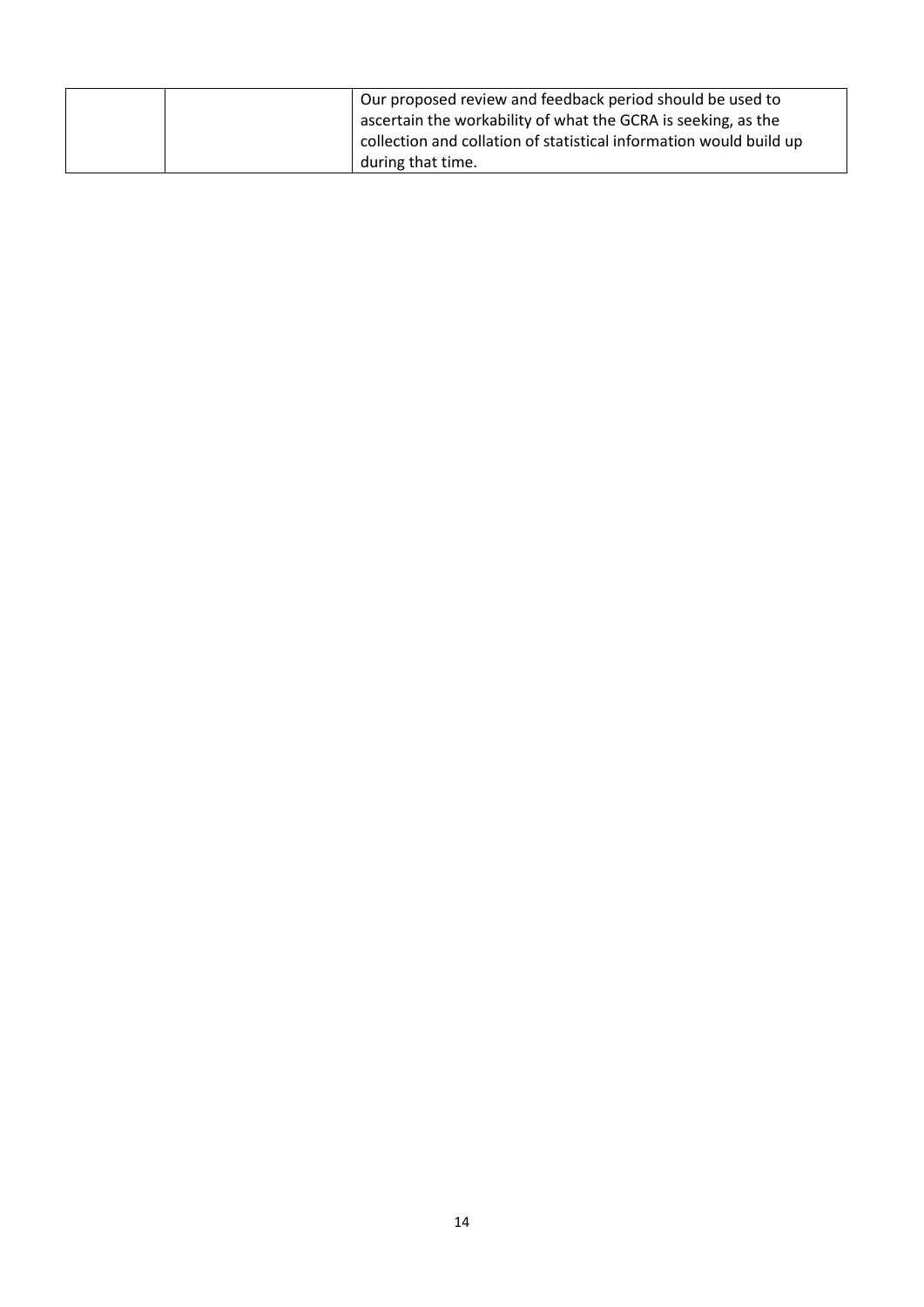| | | |
|---|---|---|
| | | Our proposed review and feedback period should be used to ascertain the workability of what the GCRA is seeking, as the collection and collation of statistical information would build up during that time. |